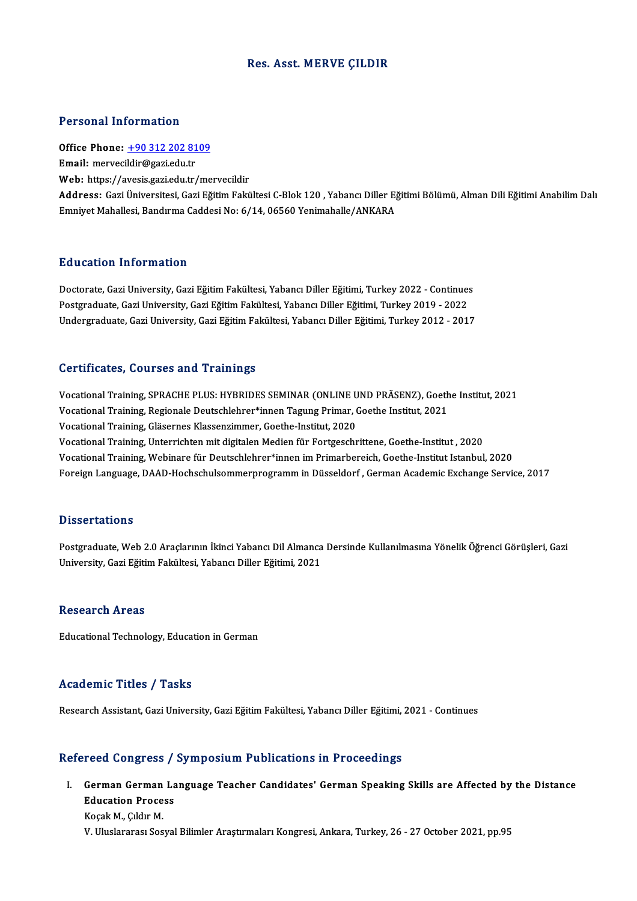# Res. Asst. MERVE ÇILDIR

## Personal Information

**Office Phone:** +90 312 202 8109
**Email:** mervecildir@gazi.edu.tr
**Web:** https://avesis.gazi.edu.tr/mervecildir
**Address:** Gazi Üniversitesi, Gazi Eğitim Fakültesi C-Blok 120 , Yabancı Diller Eğitimi Bölümü, Alman Dili Eğitimi Anabilim Dalı Emniyet Mahallesi, Bandırma Caddesi No: 6/14, 06560 Yenimahalle/ANKARA

## Education Information

Doctorate, Gazi University, Gazi Eğitim Fakültesi, Yabancı Diller Eğitimi, Turkey 2022 - Continues
Postgraduate, Gazi University, Gazi Eğitim Fakültesi, Yabancı Diller Eğitimi, Turkey 2019 - 2022
Undergraduate, Gazi University, Gazi Eğitim Fakültesi, Yabancı Diller Eğitimi, Turkey 2012 - 2017

## Certificates, Courses and Trainings

Vocational Training, SPRACHE PLUS: HYBRIDES SEMINAR (ONLINE UND PRÄSENZ), Goethe Institut, 2021
Vocational Training, Regionale Deutschlehrer*innen Tagung Primar, Goethe Institut, 2021
Vocational Training, Gläsernes Klassenzimmer, Goethe-Institut, 2020
Vocational Training, Unterrichten mit digitalen Medien für Fortgeschrittene, Goethe-Institut , 2020
Vocational Training, Webinare für Deutschlehrer*innen im Primarbereich, Goethe-Institut Istanbul, 2020
Foreign Language, DAAD-Hochschulsommerprogramm in Düsseldorf , German Academic Exchange Service, 2017

## Dissertations

Postgraduate, Web 2.0 Araçlarının İkinci Yabancı Dil Almanca Dersinde Kullanılmasına Yönelik Öğrenci Görüşleri, Gazi University, Gazi Eğitim Fakültesi, Yabancı Diller Eğitimi, 2021

## Research Areas

Educational Technology, Education in German

## Academic Titles / Tasks

Research Assistant, Gazi University, Gazi Eğitim Fakültesi, Yabancı Diller Eğitimi, 2021 - Continues

## Refereed Congress / Symposium Publications in Proceedings

I. **German German Language Teacher Candidates' German Speaking Skills are Affected by the Distance Education Process**
Koçak M., Çıldır M.
V. Uluslararası Sosyal Bilimler Araştırmaları Kongresi, Ankara, Turkey, 26 - 27 October 2021, pp.95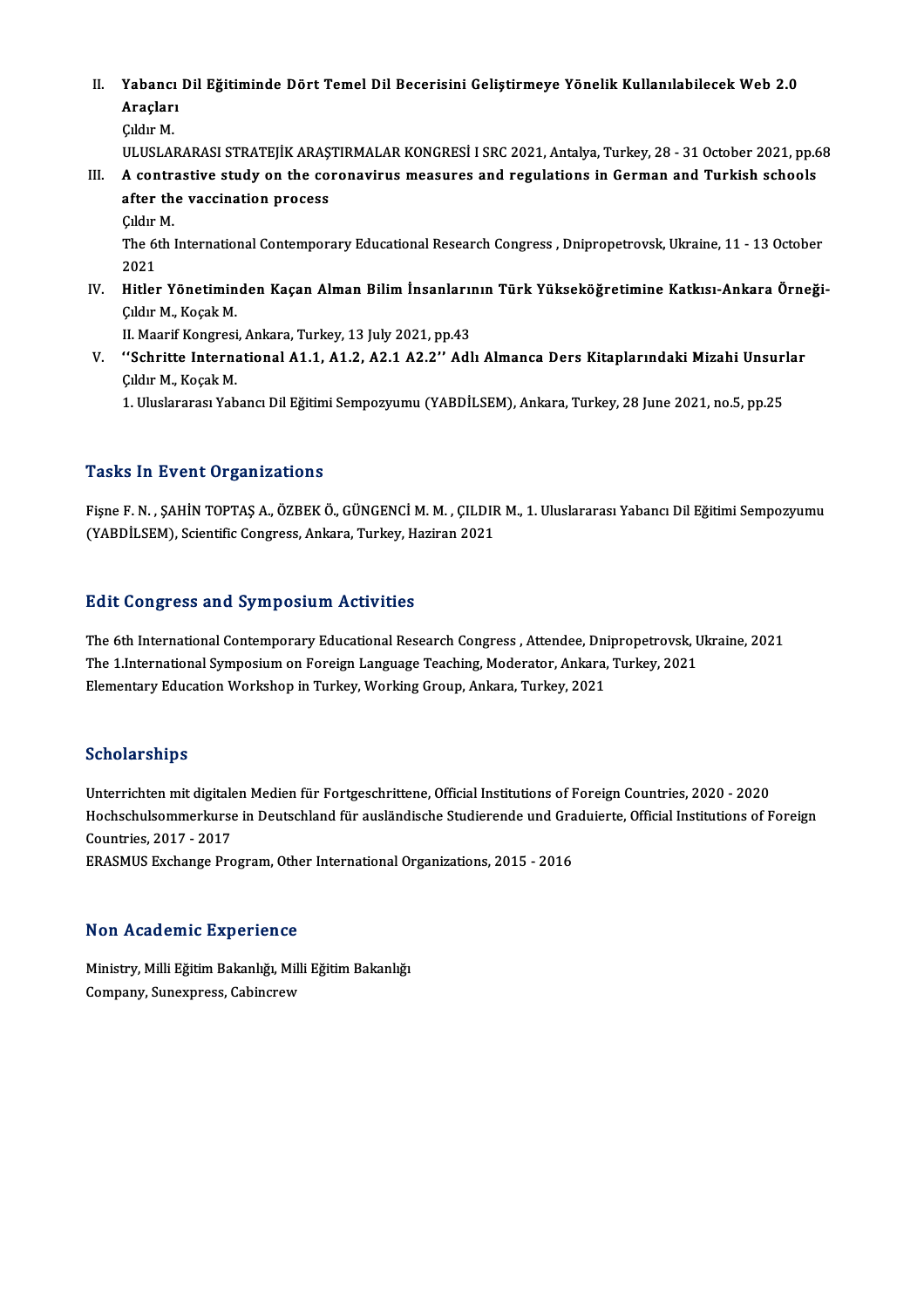II. **Yabancı Dil Eğitiminde Dört Temel Dil Becerisini Geliştirmeye Yönelik Kullanılabilecek Web 2.0 Araçları**
Çıldır M.
ULUSLARARASI STRATEJİK ARAŞTIRMALAR KONGRESİ I SRC 2021, Antalya, Turkey, 28 - 31 October 2021, pp.68

III. **A contrastive study on the coronavirus measures and regulations in German and Turkish schools after the vaccination process**
Çıldır M.
The 6th International Contemporary Educational Research Congress , Dnipropetrovsk, Ukraine, 11 - 13 October 2021

IV. **Hitler Yönetiminden Kaçan Alman Bilim İnsanlarının Türk Yükseköğretimine Katkısı-Ankara Örneği-**
Çıldır M., Koçak M.
II. Maarif Kongresi, Ankara, Turkey, 13 July 2021, pp.43

V. **''Schritte International A1.1, A1.2, A2.1 A2.2'' Adlı Almanca Ders Kitaplarındaki Mizahi Unsurlar**
Çıldır M., Koçak M.
1. Uluslararası Yabancı Dil Eğitimi Sempozyumu (YABDİLSEM), Ankara, Turkey, 28 June 2021, no.5, pp.25

## Tasks In Event Organizations

Fişne F. N. , ŞAHİN TOPTAŞ A., ÖZBEK Ö., GÜNGENCİ M. M. , ÇILDIR M., 1. Uluslararası Yabancı Dil Eğitimi Sempozyumu (YABDİLSEM), Scientific Congress, Ankara, Turkey, Haziran 2021

## Edit Congress and Symposium Activities

The 6th International Contemporary Educational Research Congress , Attendee, Dnipropetrovsk, Ukraine, 2021
The 1.International Symposium on Foreign Language Teaching, Moderator, Ankara, Turkey, 2021
Elementary Education Workshop in Turkey, Working Group, Ankara, Turkey, 2021

## Scholarships

Unterrichten mit digitalen Medien für Fortgeschrittene, Official Institutions of Foreign Countries, 2020 - 2020
Hochschulsommerkurse in Deutschland für ausländische Studierende und Graduierte, Official Institutions of Foreign Countries, 2017 - 2017
ERASMUS Exchange Program, Other International Organizations, 2015 - 2016

## Non Academic Experience

Ministry, Milli Eğitim Bakanlığı, Milli Eğitim Bakanlığı
Company, Sunexpress, Cabincrew